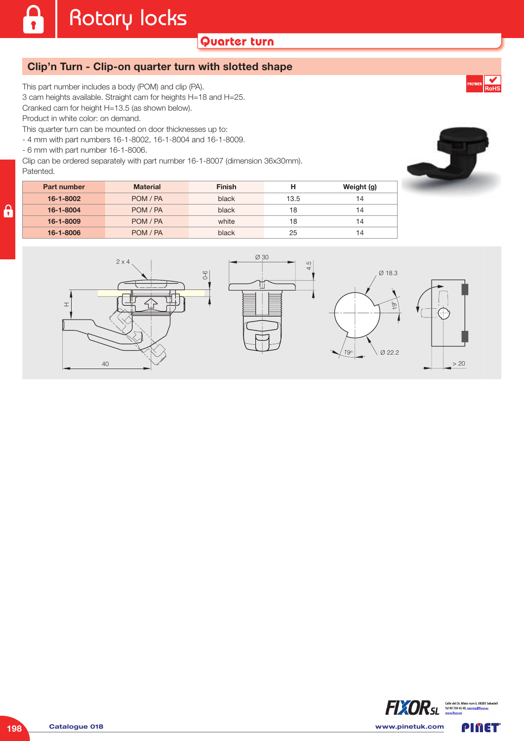# Rotary locks

## Quarter turn

### Clip'n Turn - Clip-on quarter turn with slotted shape

This part number includes a body (POM) and clip (PA).
3 cam heights available. Straight cam for heights H=18 and H=25.
Cranked cam for height H=13.5 (as shown below).
Product in white color: on demand.
This quarter turn can be mounted on door thicknesses up to:
- 4 mm with part numbers 16-1-8002, 16-1-8004 and 16-1-8009.
- 6 mm with part number 16-1-8006.

Clip can be ordered separately with part number 16-1-8007 (dimension 36x30mm).
Patented.

| Part number | Material | Finish | H | Weight (g) |
|---|---|---|---|---|
| **16-1-8002** | POM / PA | black | 13.5 | 14 |
| **16-1-8004** | POM / PA | black | 18 | 14 |
| **16-1-8009** | POM / PA | white | 18 | 14 |
| **16-1-8006** | POM / PA | black | 25 | 14 |

2 x 4
0-6
H
40
Ø 30
4.5
Ø 18.3
19°
19°
Ø 22.2
> 20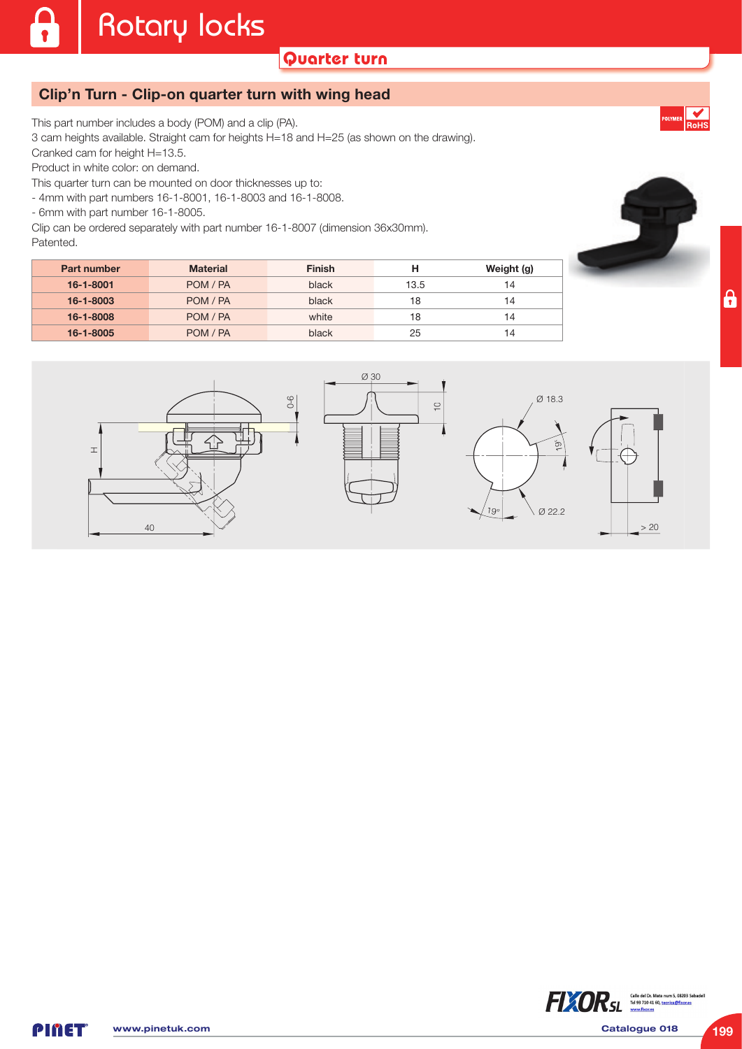# Rotary locks

## Quarter turn

### Clip'n Turn - Clip-on quarter turn with wing head

This part number includes a body (POM) and a clip (PA).

3 cam heights available. Straight cam for heights H=18 and H=25 (as shown on the drawing).

Cranked cam for height H=13.5.

Product in white color: on demand.

This quarter turn can be mounted on door thicknesses up to:

- 4mm with part numbers 16-1-8001, 16-1-8003 and 16-1-8008.
- 6mm with part number 16-1-8005.

Clip can be ordered separately with part number 16-1-8007 (dimension 36x30mm).

Patented.

| Part number | Material | Finish | H | Weight (g) |
|---|---|---|---|---|
| 16-1-8001 | POM / PA | black | 13.5 | 14 |
| 16-1-8003 | POM / PA | black | 18 | 14 |
| 16-1-8008 | POM / PA | white | 18 | 14 |
| 16-1-8005 | POM / PA | black | 25 | 14 |

H

40

0-6

Ø 30

10

Ø 18.3

19°

19°

Ø 22.2

> 20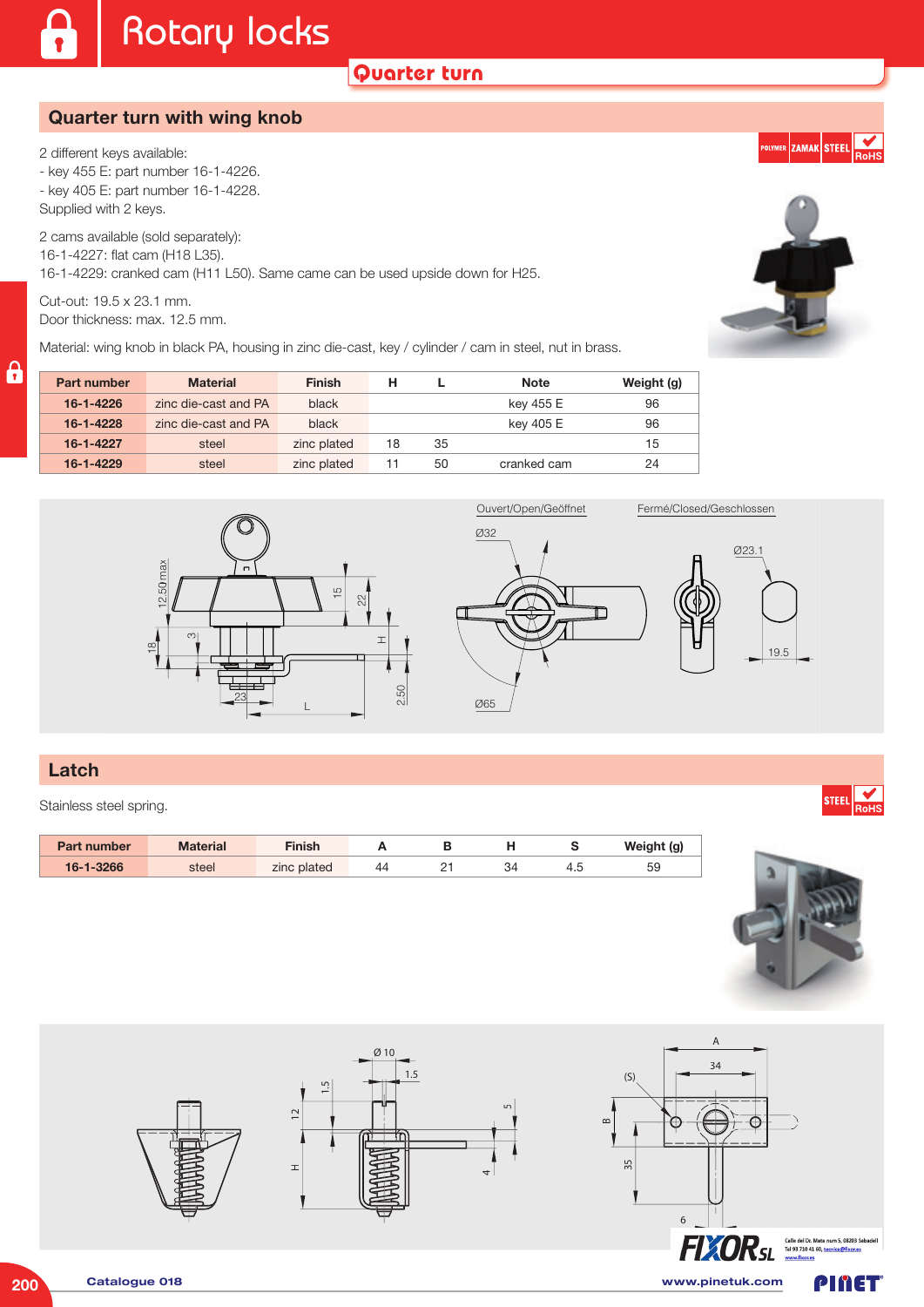# Rotary locks

## Quarter turn

### Quarter turn with wing knob

POLYMER ZAMAK STEEL RoHS

2 different keys available:
- key 455 E: part number 16-1-4226.
- key 405 E: part number 16-1-4228.

Supplied with 2 keys.

2 cams available (sold separately):
16-1-4227: flat cam (H18 L35).
16-1-4229: cranked cam (H11 L50). Same came can be used upside down for H25.

Cut-out: 19.5 x 23.1 mm.
Door thickness: max. 12.5 mm.

Material: wing knob in black PA, housing in zinc die-cast, key / cylinder / cam in steel, nut in brass.

| Part number | Material | Finish | H | L | Note | Weight (g) |
|---|---|---|---|---|---|---|
| 16-1-4226 | zinc die-cast and PA | black | | | key 455 E | 96 |
| 16-1-4228 | zinc die-cast and PA | black | | | key 405 E | 96 |
| 16-1-4227 | steel | zinc plated | 18 | 35 | | 15 |
| 16-1-4229 | steel | zinc plated | 11 | 50 | cranked cam | 24 |

12.50 max
15
22
18
3
H
2.50
23
L
Ouvert/Open/Geöffnet
Fermé/Closed/Geschlossen
Ø32
Ø23.1
Ø65
19.5

### Latch

STEEL RoHS

Stainless steel spring.

| Part number | Material | Finish | A | B | H | S | Weight (g) |
|---|---|---|---|---|---|---|---|
| 16-1-3266 | steel | zinc plated | 44 | 21 | 34 | 4.5 | 59 |

Ø 10
1.5
1.5
12
H
5
4
A
34
(S)
B
35
6

FIXOR SL
Calle del Dr. Mata num 5, 08203 Sabadell
Tel 93 710 41 60, tecnico@fixor.es
www.fixor.es

Catalogue 018
www.pinetuk.com
PINET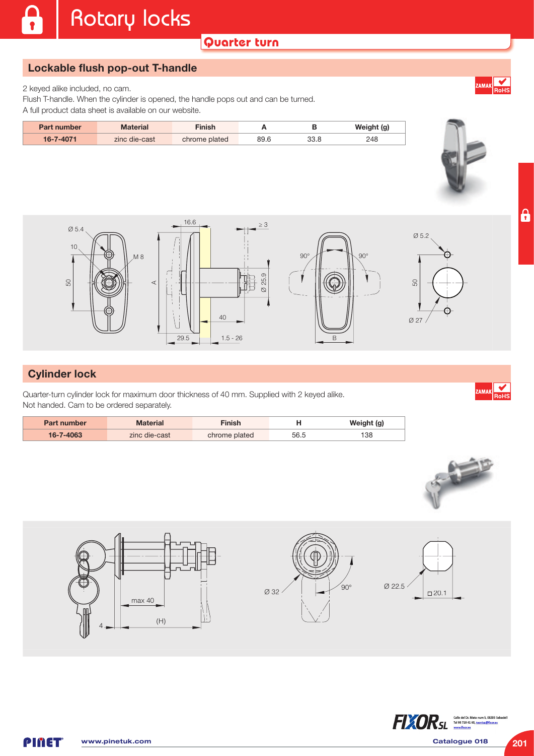# Rotary locks

## Quarter turn

### Lockable flush pop-out T-handle

2 keyed alike included, no cam.
Flush T-handle. When the cylinder is opened, the handle pops out and can be turned.
A full product data sheet is available on our website.

| Part number | Material | Finish | A | B | Weight (g) |
|---|---|---|---|---|---|
| **16-7-4071** | zinc die-cast | chrome plated | 89.6 | 33.8 | 248 |

Ø 5.4
10
50
M 8
16.6
≥ 3
A
Ø 25.9
40
29.5
1.5 - 26
90°
90°
B
Ø 5.2
50
Ø 27

### Cylinder lock

Quarter-turn cylinder lock for maximum door thickness of 40 mm. Supplied with 2 keyed alike.
Not handed. Cam to be ordered separately.

| Part number | Material | Finish | H | Weight (g) |
|---|---|---|---|---|
| **16-7-4063** | zinc die-cast | chrome plated | 56.5 | 138 |

max 40
4
(H)
Ø 32
90°
Ø 22.5
□ 20.1